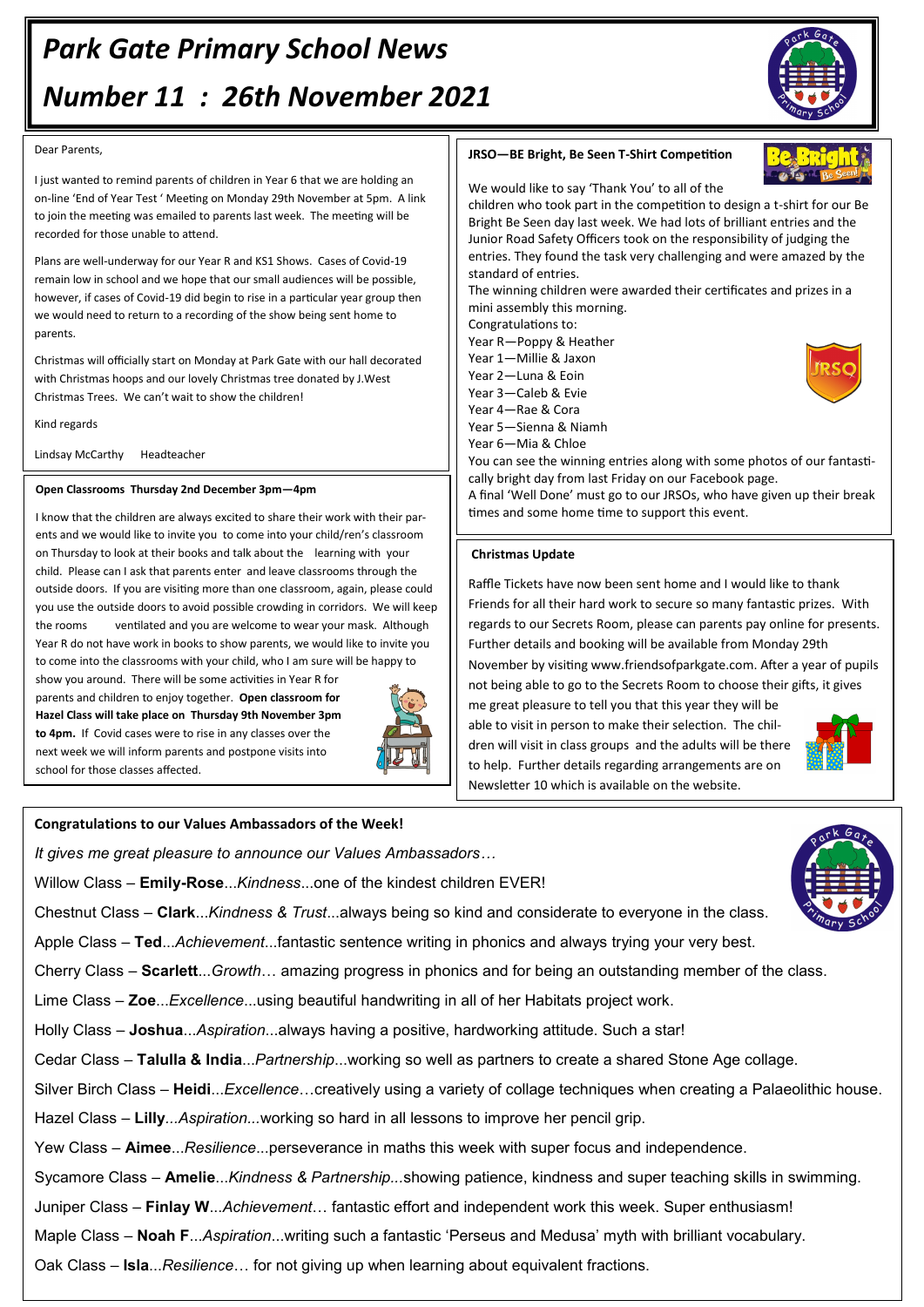# Park Gate Primary School News

# Number 11 : 26th November 2021

Dear Parents,

I just wanted to remind parents of children in Year 6 that we are holding an on-line 'End of Year Test ' Meeting on Monday 29th November at 5pm. A link to join the meeting was emailed to parents last week. The meeting will be recorded for those unable to attend.

Plans are well-underway for our Year R and KS1 Shows. Cases of Covid-19 remain low in school and we hope that our small audiences will be possible, however, if cases of Covid-19 did begin to rise in a particular year group then we would need to return to a recording of the show being sent home to parents.

Christmas will officially start on Monday at Park Gate with our hall decorated with Christmas hoops and our lovely Christmas tree donated by J.West Christmas Trees. We can't wait to show the children!

Kind regards

Lindsay McCarthy Headteacher

### Open Classrooms Thursday 2nd December 3pm—4pm

I know that the children are always excited to share their work with their parents and we would like to invite you to come into your child/ren's classroom on Thursday to look at their books and talk about the learning with your child. Please can I ask that parents enter and leave classrooms through the outside doors. If you are visiting more than one classroom, again, please could you use the outside doors to avoid possible crowding in corridors. We will keep the rooms ventilated and you are welcome to wear your mask. Although Year R do not have work in books to show parents, we would like to invite you to come into the classrooms with your child, who I am sure will be happy to show you around. There will be some activities in Year R for parents and children to enjoy together. **Open classroom for Hazel Class will take place on Thursday 9th November 3pm to 4pm.** If Covid cases were to rise in any classes over the next week we will inform parents and postpone visits into school for those classes affected.

### JRSO—BE Bright, Be Seen T-Shirt Competition

We would like to say 'Thank You' to all of the children who took part in the competition to design a t-shirt for our Be Bright Be Seen day last week. We had lots of brilliant entries and the Junior Road Safety Officers took on the responsibility of judging the entries. They found the task very challenging and were amazed by the standard of entries.

The winning children were awarded their certificates and prizes in a mini assembly this morning.

Congratulations to:

Year R—Poppy & Heather
Year 1—Millie & Jaxon
Year 2—Luna & Eoin
Year 3—Caleb & Evie
Year 4—Rae & Cora
Year 5—Sienna & Niamh
Year 6—Mia & Chloe

You can see the winning entries along with some photos of our fantastically bright day from last Friday on our Facebook page.

A final 'Well Done' must go to our JRSOs, who have given up their break times and some home time to support this event.

### Christmas Update

Raffle Tickets have now been sent home and I would like to thank Friends for all their hard work to secure so many fantastic prizes. With regards to our Secrets Room, please can parents pay online for presents. Further details and booking will be available from Monday 29th November by visiting www.friendsofparkgate.com. After a year of pupils not being able to go to the Secrets Room to choose their gifts, it gives me great pleasure to tell you that this year they will be able to visit in person to make their selection. The children will visit in class groups and the adults will be there to help. Further details regarding arrangements are on Newsletter 10 which is available on the website.

### Congratulations to our Values Ambassadors of the Week!

*It gives me great pleasure to announce our Values Ambassadors…*

Willow Class – **Emily-Rose**...*Kindness*...one of the kindest children EVER!

Chestnut Class – **Clark**...*Kindness & Trust*...always being so kind and considerate to everyone in the class.

Apple Class – **Ted**...*Achievement*...fantastic sentence writing in phonics and always trying your very best.

Cherry Class – **Scarlett**...*Growth*… amazing progress in phonics and for being an outstanding member of the class.

Lime Class – **Zoe**...*Excellence*...using beautiful handwriting in all of her Habitats project work.

Holly Class – **Joshua**...*Aspiration*...always having a positive, hardworking attitude. Such a star!

Cedar Class – **Talulla & India**...*Partnership*...working so well as partners to create a shared Stone Age collage.

Silver Birch Class – **Heidi**...*Excellence*…creatively using a variety of collage techniques when creating a Palaeolithic house.

Hazel Class – **Lilly**...*Aspiration...*working so hard in all lessons to improve her pencil grip.

Yew Class – **Aimee**...*Resilience*...perseverance in maths this week with super focus and independence.

Sycamore Class – **Amelie**...*Kindness & Partnership...*showing patience, kindness and super teaching skills in swimming.

Juniper Class – **Finlay W**...*Achievement*… fantastic effort and independent work this week. Super enthusiasm!

Maple Class – **Noah F**...*Aspiration*...writing such a fantastic 'Perseus and Medusa' myth with brilliant vocabulary.

Oak Class – **Isla**...*Resilience*… for not giving up when learning about equivalent fractions.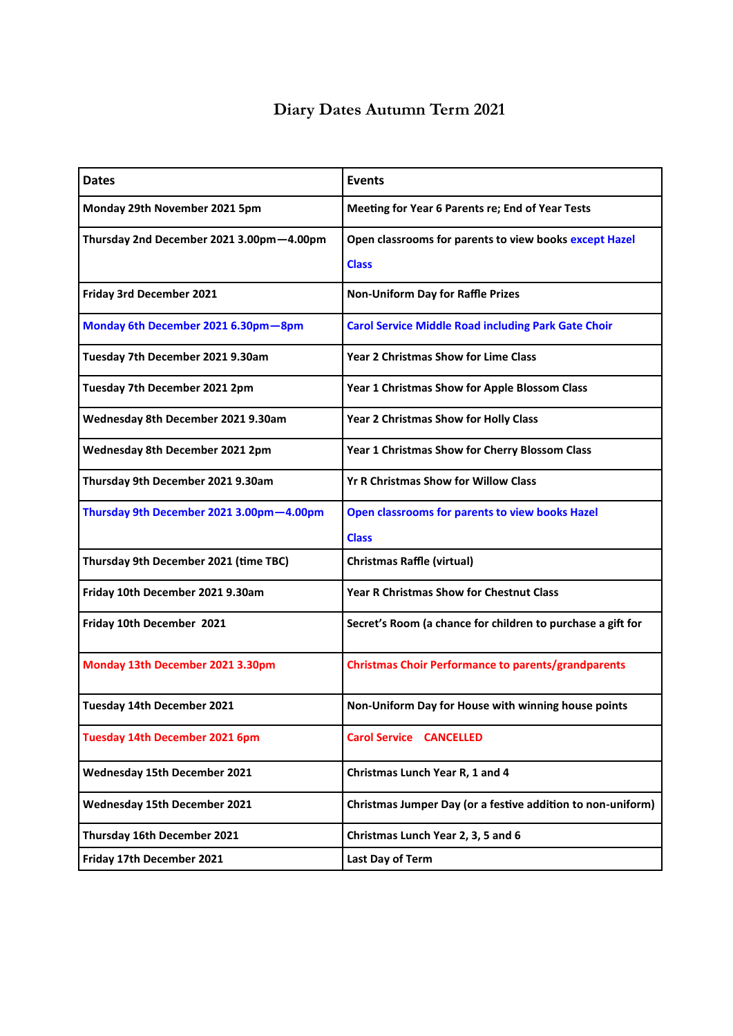# Diary Dates Autumn Term 2021

| Dates | Events |
|---|---|
| Monday 29th November 2021 5pm | Meeting for Year 6 Parents re; End of Year Tests |
| Thursday 2nd December 2021 3.00pm—4.00pm | Open classrooms for parents to view books except Hazel Class |
| Friday 3rd December 2021 | Non-Uniform Day for Raffle Prizes |
| Monday 6th December 2021 6.30pm—8pm | Carol Service Middle Road including Park Gate Choir |
| Tuesday 7th December 2021 9.30am | Year 2 Christmas Show for Lime Class |
| Tuesday 7th December 2021 2pm | Year 1 Christmas Show for Apple Blossom Class |
| Wednesday 8th December 2021 9.30am | Year 2 Christmas Show for Holly Class |
| Wednesday 8th December 2021 2pm | Year 1 Christmas Show for Cherry Blossom Class |
| Thursday 9th December 2021 9.30am | Yr R Christmas Show for Willow Class |
| Thursday 9th December 2021 3.00pm—4.00pm | Open classrooms for parents to view books Hazel Class |
| Thursday 9th December 2021 (time TBC) | Christmas Raffle (virtual) |
| Friday 10th December 2021 9.30am | Year R Christmas Show for Chestnut Class |
| Friday 10th December 2021 | Secret's Room (a chance for children to purchase a gift for |
| Monday 13th December 2021 3.30pm | Christmas Choir Performance to parents/grandparents |
| Tuesday 14th December 2021 | Non-Uniform Day for House with winning house points |
| Tuesday 14th December 2021 6pm | Carol Service CANCELLED |
| Wednesday 15th December 2021 | Christmas Lunch Year R, 1 and 4 |
| Wednesday 15th December 2021 | Christmas Jumper Day (or a festive addition to non-uniform) |
| Thursday 16th December 2021 | Christmas Lunch Year 2, 3, 5 and 6 |
| Friday 17th December 2021 | Last Day of Term |